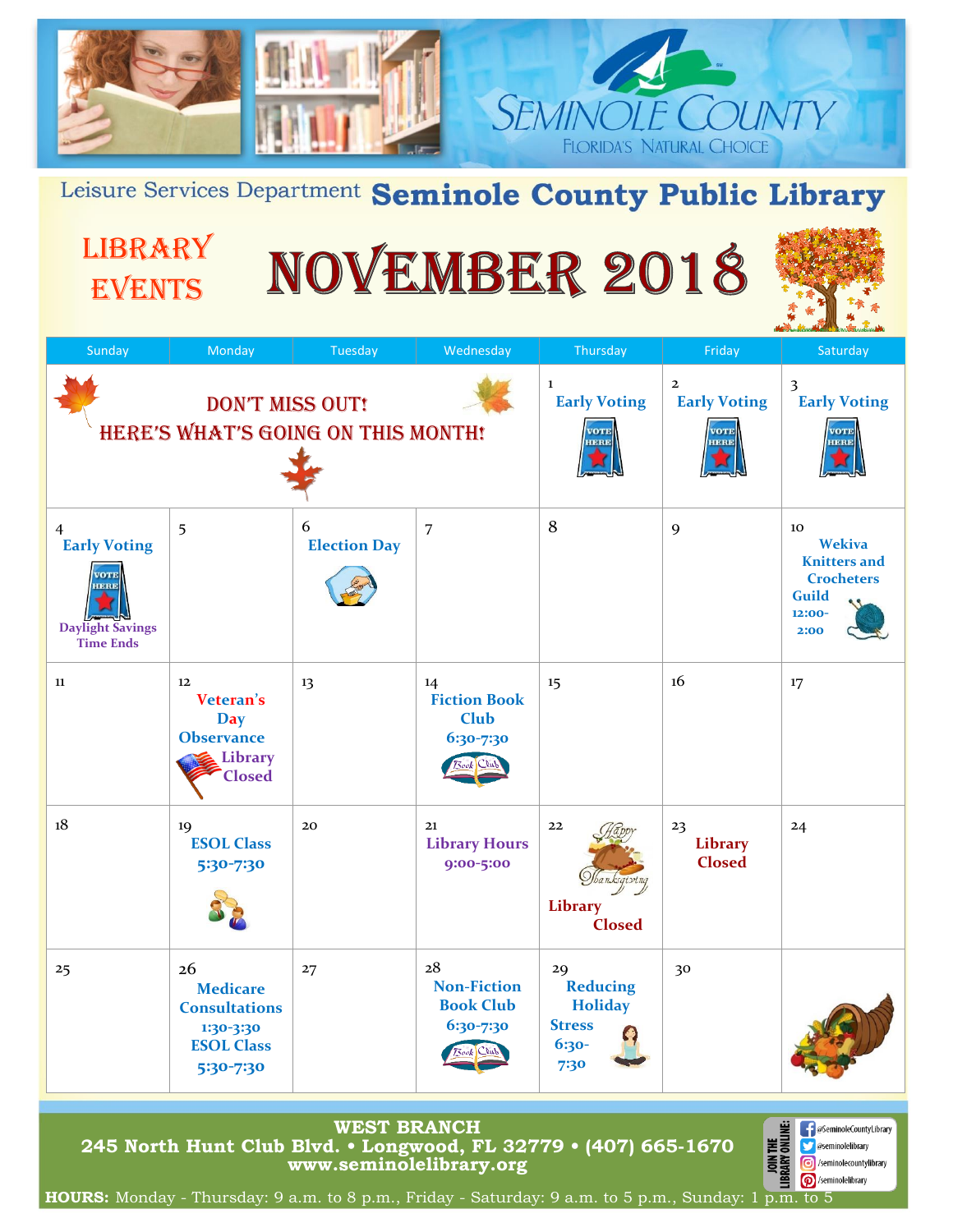# Seminole County

Florida's Natural Choice

Leisure Services Department **Seminole County Public Library**

## LIBRARY EVENTS

# NOVEMBER 2018

| Sunday | Monday | Tuesday | Wednesday | Thursday | Friday | Saturday |
|---|---|---|---|---|---|---|
| DON'T MISS OUT! HERE'S WHAT'S GOING ON THIS MONTH! | | | | 1 Early Voting | 2 Early Voting | 3 Early Voting |
| 4 Early Voting<br>Daylight Savings Time Ends | 5 | 6 Election Day | 7 | 8 | 9 | 10 Wekiva Knitters and Crocheters Guild 12:00-2:00 |
| 11 | 12 Veteran's Day Observance Library Closed | 13 | 14 Fiction Book Club 6:30-7:30 | 15 | 16 | 17 |
| 18 | 19 ESOL Class 5:30-7:30 | 20 | 21 Library Hours 9:00-5:00 | 22 Happy Thanksgiving<br>Library Closed | 23 Library Closed | 24 |
| 25 | 26 Medicare Consultations 1:30-3:30<br>ESOL Class 5:30-7:30 | 27 | 28 Non-Fiction Book Club 6:30-7:30 | 29 Reducing Holiday Stress 6:30-7:30 | 30 | |

**WEST BRANCH**
**245 North Hunt Club Blvd. • Longwood, FL 32779 • (407) 665-1670**
**www.seminolelibrary.org**

JOIN THE LIBRARY ONLINE: @SeminoleCountyLibrary, @seminolelibrary, /seminolecountylibrary, /seminolelibrary

**HOURS:** Monday - Thursday: 9 a.m. to 8 p.m., Friday - Saturday: 9 a.m. to 5 p.m., Sunday: 1 p.m. to 5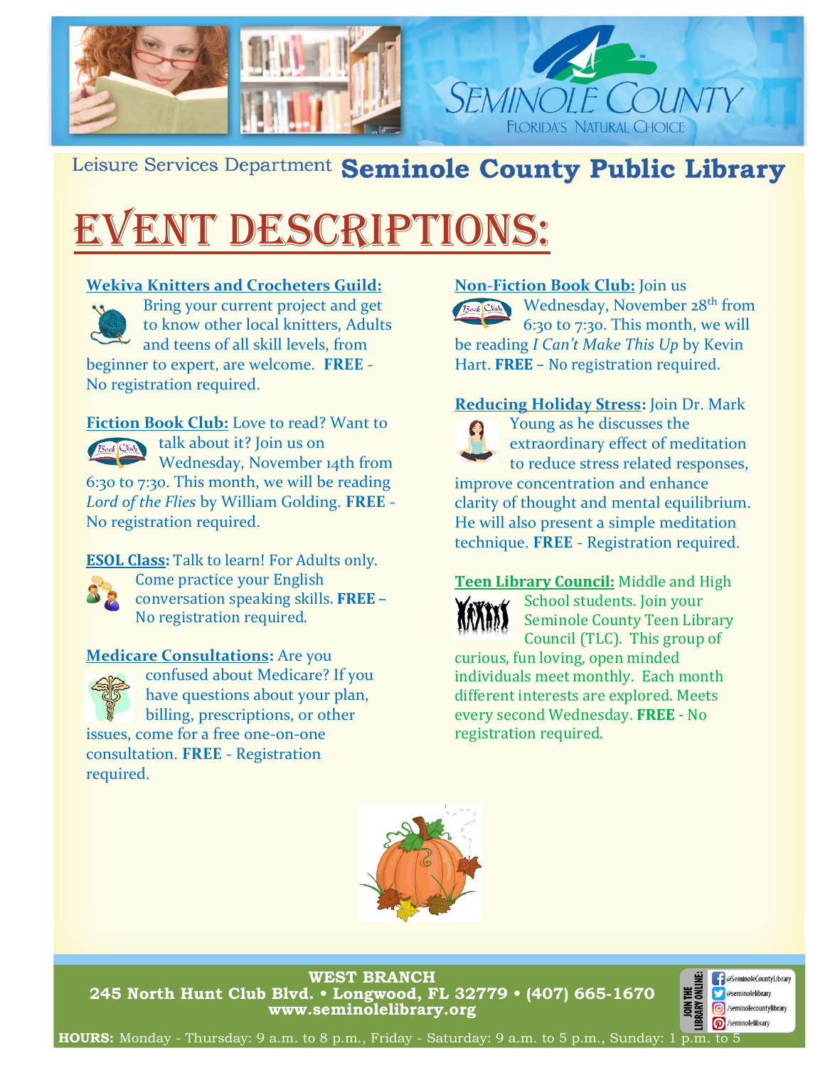Leisure Services Department **Seminole County Public Library**

# EVENT DESCRIPTIONS:

**Wekiva Knitters and Crocheters Guild:** Bring your current project and get to know other local knitters, Adults and teens of all skill levels, from beginner to expert, are welcome. **FREE** - No registration required.

**Fiction Book Club:** Love to read? Want to talk about it? Join us on Wednesday, November 14th from 6:30 to 7:30. This month, we will be reading *Lord of the Flies* by William Golding. **FREE** - No registration required.

**ESOL Class:** Talk to learn! For Adults only. Come practice your English conversation speaking skills. **FREE** – No registration required.

**Medicare Consultations:** Are you confused about Medicare? If you have questions about your plan, billing, prescriptions, or other issues, come for a free one-on-one consultation. **FREE** - Registration required.

**Non-Fiction Book Club:** Join us Wednesday, November 28th from 6:30 to 7:30. This month, we will be reading *I Can't Make This Up* by Kevin Hart. **FREE** – No registration required.

**Reducing Holiday Stress:** Join Dr. Mark Young as he discusses the extraordinary effect of meditation to reduce stress related responses, improve concentration and enhance clarity of thought and mental equilibrium. He will also present a simple meditation technique. **FREE** - Registration required.

**Teen Library Council:** Middle and High School students. Join your Seminole County Teen Library Council (TLC). This group of curious, fun loving, open minded individuals meet monthly. Each month different interests are explored. Meets every second Wednesday. **FREE** - No registration required.

**WEST BRANCH**
**245 North Hunt Club Blvd. • Longwood, FL 32779 • (407) 665-1670**
**www.seminolelibrary.org**

JOIN THE LIBRARY ONLINE: @SeminoleCountyLibrary, @seminolelibrary, /seminolecountylibrary, /seminolelibrary

**HOURS:** Monday - Thursday: 9 a.m. to 8 p.m., Friday - Saturday: 9 a.m. to 5 p.m., Sunday: 1 p.m. to 5